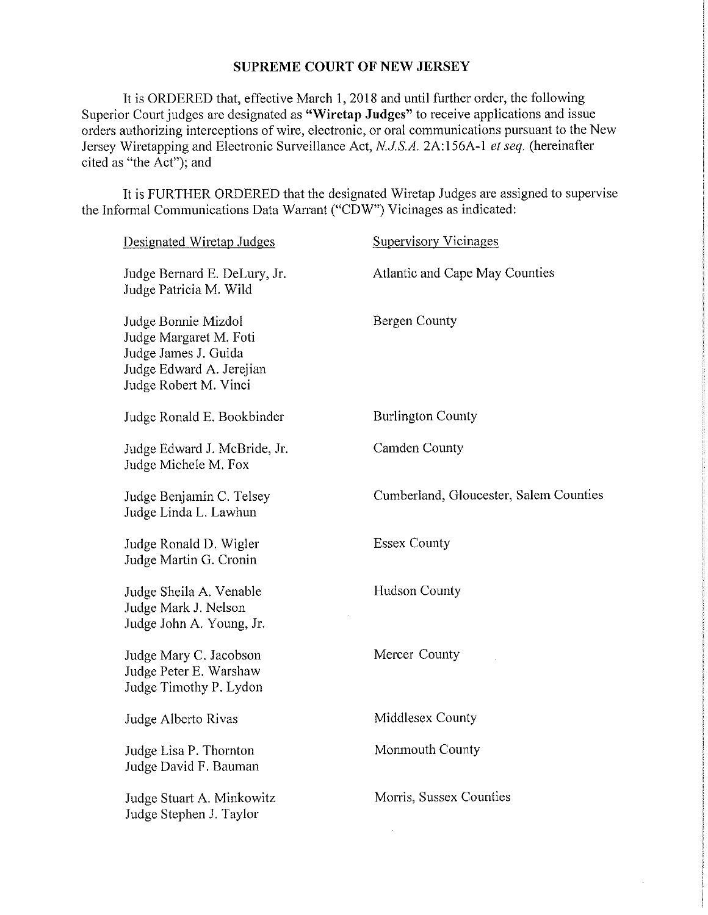**SUPREME COURT OF NEW JERSEY**

It is ORDERED that, effective March 1, 2018 and until further order, the following Superior Court judges are designated as **"Wiretap Judges"** to receive applications and issue orders authorizing interceptions of wire, electronic, or oral communications pursuant to the New Jersey Wiretapping and Electronic Surveillance Act, *N.J.S.A.* 2A:156A-1 *et seq.* (hereinafter cited as "the Act"); and

It is FURTHER ORDERED that the designated Wiretap Judges are assigned to supervise the Informal Communications Data Warrant ("CDW") Vicinages as indicated:

| Designated Wiretap Judges | Supervisory Vicinages |
|---|---|
| Judge Bernard E. DeLury, Jr.<br>Judge Patricia M. Wild | Atlantic and Cape May Counties |
| Judge Bonnie Mizdol<br>Judge Margaret M. Foti<br>Judge James J. Guida<br>Judge Edward A. Jerejian<br>Judge Robert M. Vinci | Bergen County |
| Judge Ronald E. Bookbinder | Burlington County |
| Judge Edward J. McBride, Jr.<br>Judge Michele M. Fox | Camden County |
| Judge Benjamin C. Telsey<br>Judge Linda L. Lawhun | Cumberland, Gloucester, Salem Counties |
| Judge Ronald D. Wigler<br>Judge Martin G. Cronin | Essex County |
| Judge Sheila A. Venable<br>Judge Mark J. Nelson<br>Judge John A. Young, Jr. | Hudson County |
| Judge Mary C. Jacobson<br>Judge Peter E. Warshaw<br>Judge Timothy P. Lydon | Mercer County |
| Judge Alberto Rivas | Middlesex County |
| Judge Lisa P. Thornton<br>Judge David F. Bauman | Monmouth County |
| Judge Stuart A. Minkowitz<br>Judge Stephen J. Taylor | Morris, Sussex Counties |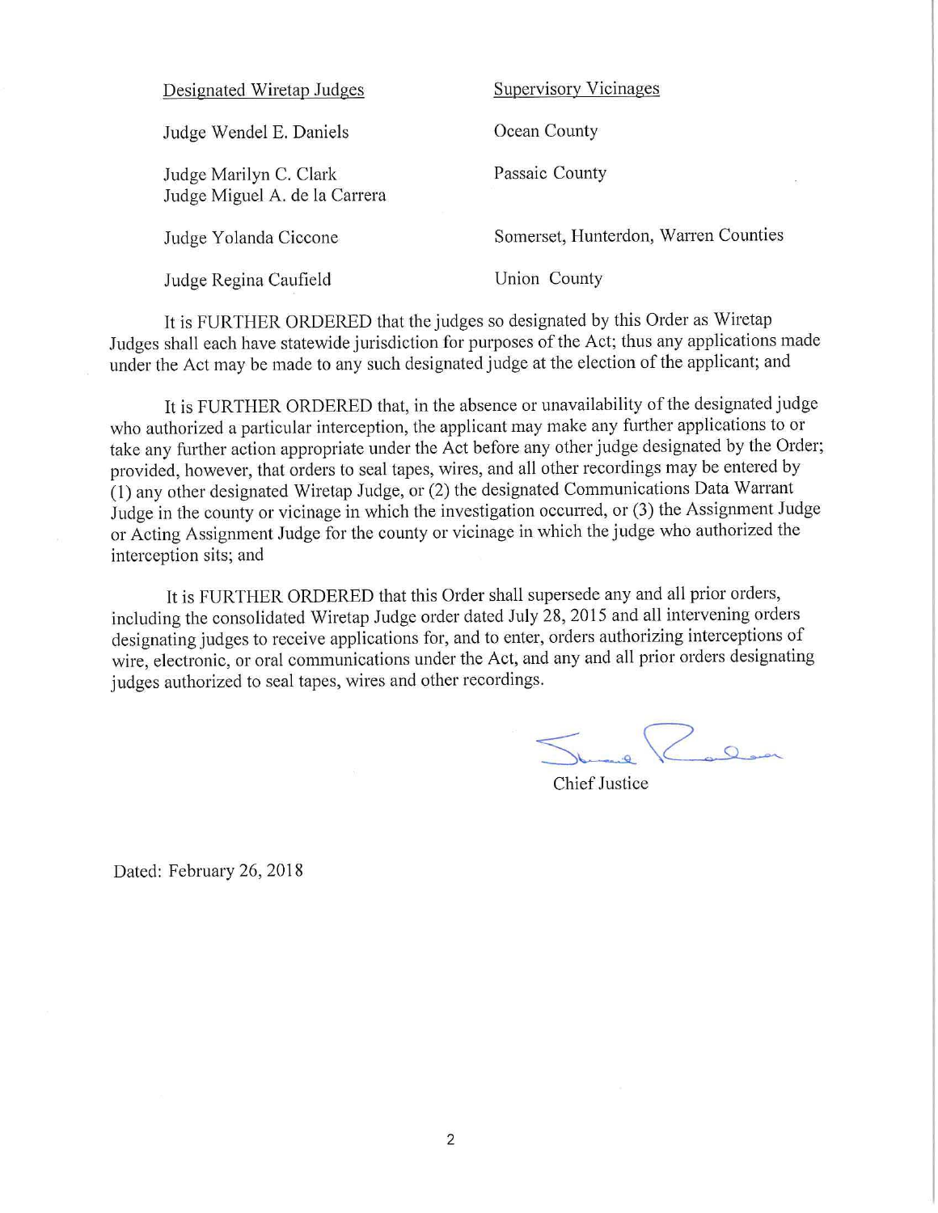| Designated Wiretap Judges | Supervisory Vicinages |
| --- | --- |
| Judge Wendel E. Daniels | Ocean County |
| Judge Marilyn C. Clark<br>Judge Miguel A. de la Carrera | Passaic County |
| Judge Yolanda Ciccone | Somerset, Hunterdon, Warren Counties |
| Judge Regina Caufield | Union County |

It is FURTHER ORDERED that the judges so designated by this Order as Wiretap Judges shall each have statewide jurisdiction for purposes of the Act; thus any applications made under the Act may be made to any such designated judge at the election of the applicant; and

It is FURTHER ORDERED that, in the absence or unavailability of the designated judge who authorized a particular interception, the applicant may make any further applications to or take any further action appropriate under the Act before any other judge designated by the Order; provided, however, that orders to seal tapes, wires, and all other recordings may be entered by (1) any other designated Wiretap Judge, or (2) the designated Communications Data Warrant Judge in the county or vicinage in which the investigation occurred, or (3) the Assignment Judge or Acting Assignment Judge for the county or vicinage in which the judge who authorized the interception sits; and

It is FURTHER ORDERED that this Order shall supersede any and all prior orders, including the consolidated Wiretap Judge order dated July 28, 2015 and all intervening orders designating judges to receive applications for, and to enter, orders authorizing interceptions of wire, electronic, or oral communications under the Act, and any and all prior orders designating judges authorized to seal tapes, wires and other recordings.

Chief Justice

Dated: February 26, 2018